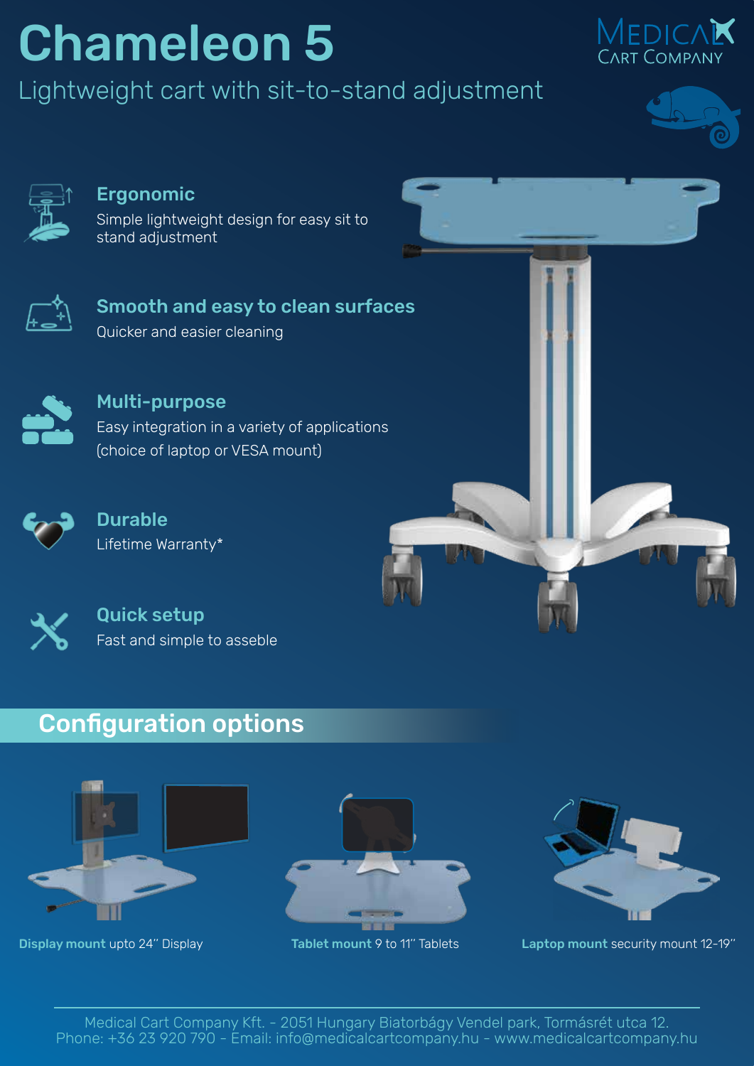# Chameleon 5

Lightweight cart with sit-to-stand adjustment

MEDICAL CART COMPANY

### Ergonomic

Simple lightweight design for easy sit to stand adjustment

### Smooth and easy to clean surfaces

Quicker and easier cleaning

### Multi-purpose

Easy integration in a variety of applications (choice of laptop or VESA mount)

### Durable

Lifetime Warranty*

### Quick setup

Fast and simple to asseble

## Configuration options

**Display mount** upto 24" Display

**Tablet mount** 9 to 11" Tablets

**Laptop mount** security mount 12-19"

Medical Cart Company Kft. - 2051 Hungary Biatorbágy Vendel park, Tormásrét utca 12.
Phone: +36 23 920 790 - Email: info@medicalcartcompany.hu - www.medicalcartcompany.hu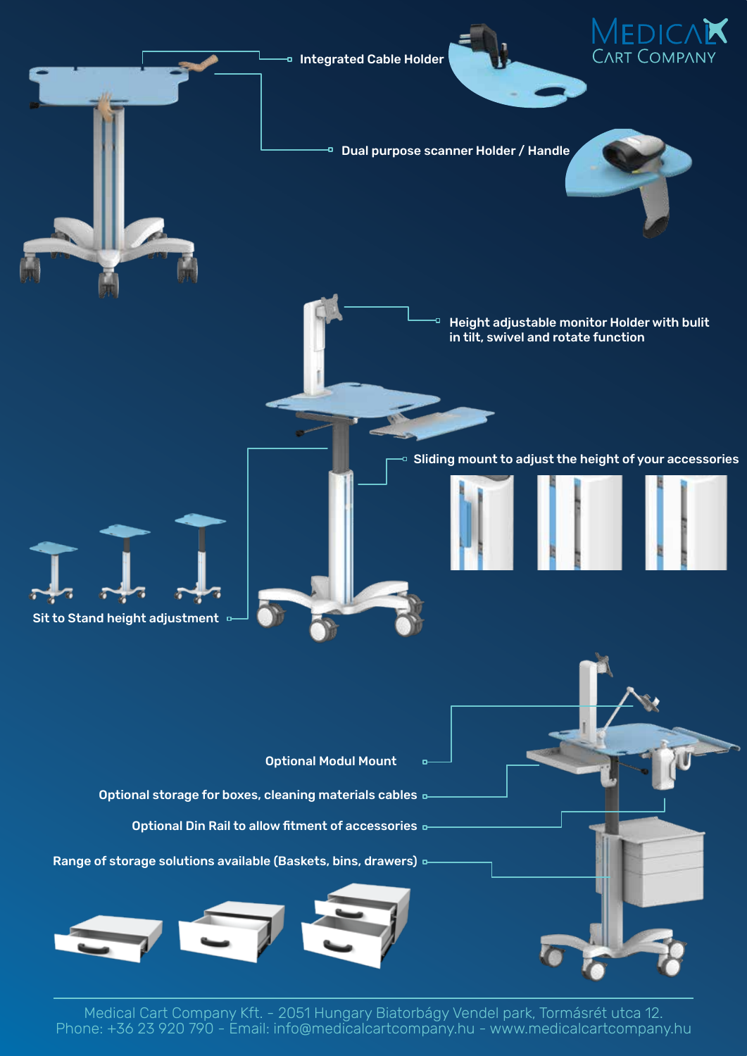MEDICAL CART COMPANY

Integrated Cable Holder

Dual purpose scanner Holder / Handle

Height adjustable monitor Holder with bulit in tilt, swivel and rotate function

Sliding mount to adjust the height of your accessories

Sit to Stand height adjustment

Optional Modul Mount

Optional storage for boxes, cleaning materials cables

Optional Din Rail to allow fitment of accessories

Range of storage solutions available (Baskets, bins, drawers)

Medical Cart Company Kft. - 2051 Hungary Biatorbágy Vendel park, Tormásrét utca 12.
Phone: +36 23 920 790 - Email: info@medicalcartcompany.hu - www.medicalcartcompany.hu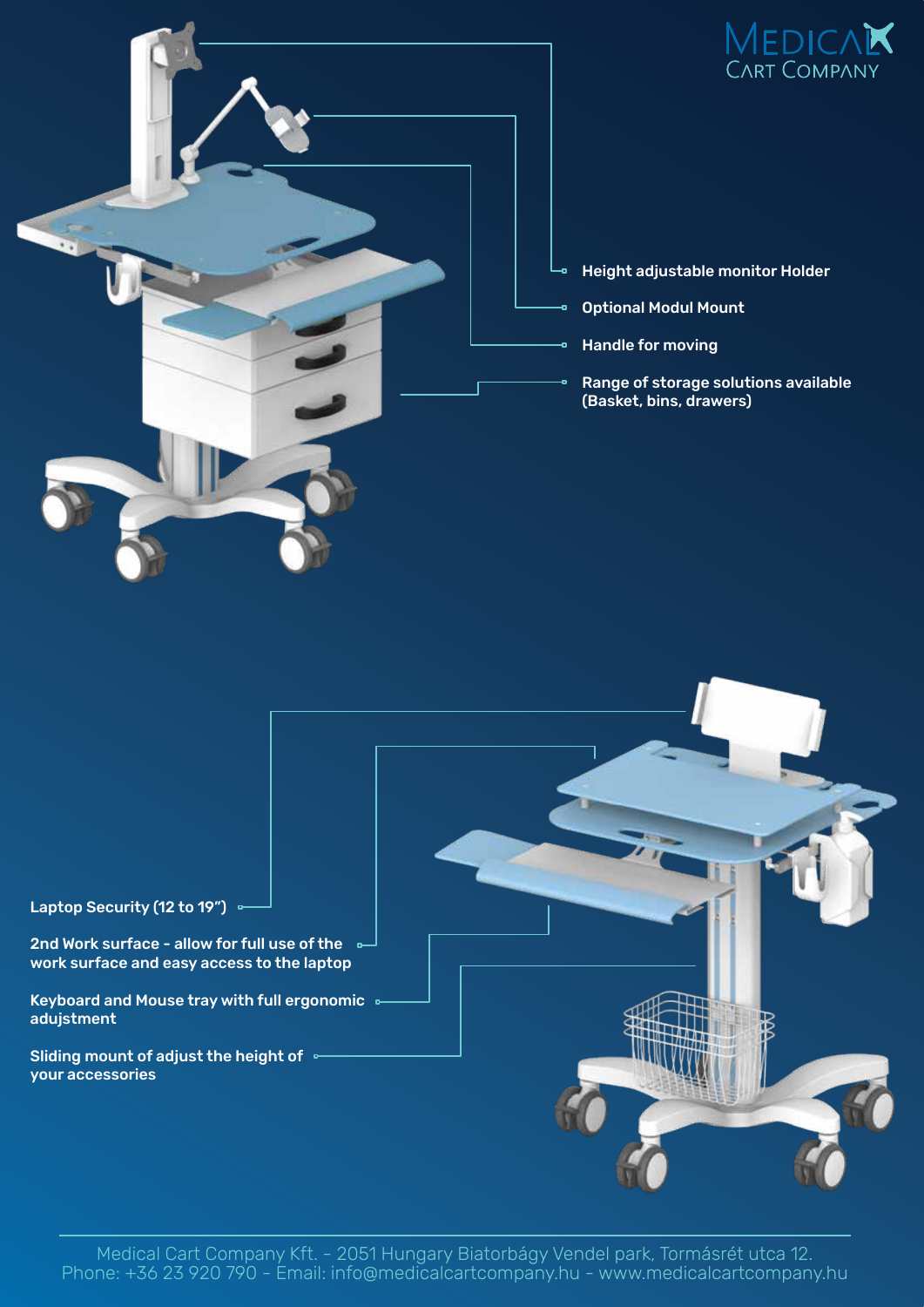MEDICAL CART COMPANY

- Height adjustable monitor Holder
- Optional Modul Mount
- Handle for moving
- Range of storage solutions available (Basket, bins, drawers)

- Laptop Security (12 to 19")
- 2nd Work surface - allow for full use of the work surface and easy access to the laptop
- Keyboard and Mouse tray with full ergonomic adjustment
- Sliding mount of adjust the height of your accessories

Medical Cart Company Kft. - 2051 Hungary Biatorbágy Vendel park, Tormásrét utca 12.
Phone: +36 23 920 790 - Email: info@medicalcartcompany.hu - www.medicalcartcompany.hu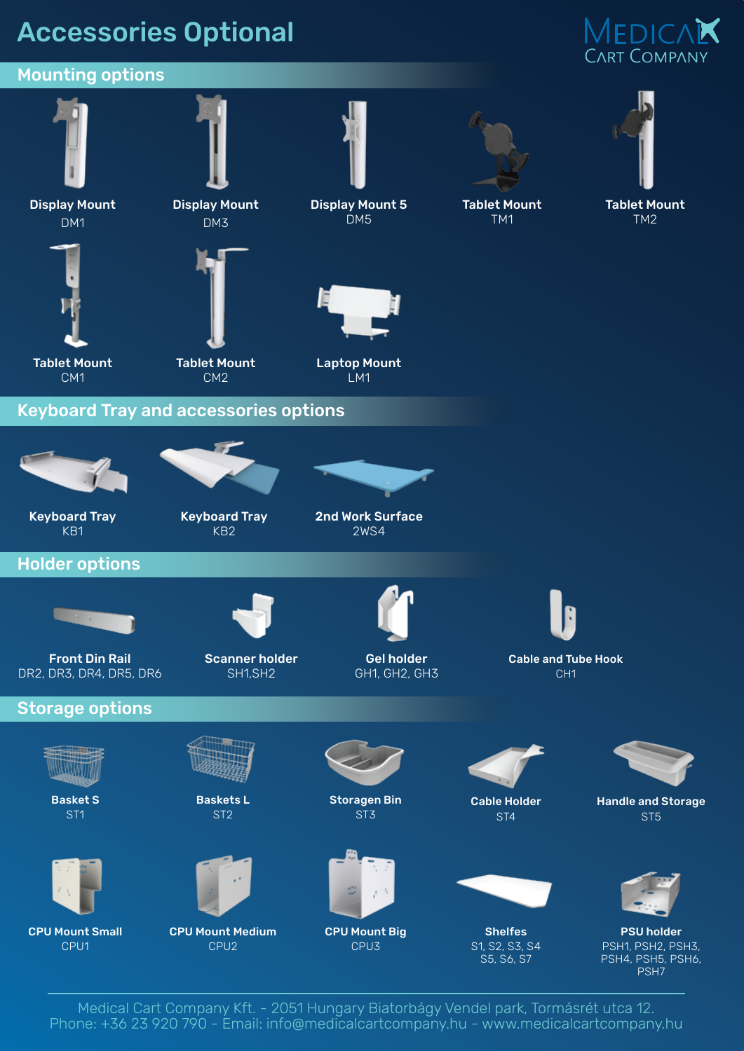# Accessories Optional

MEDICAL CART COMPANY

## Mounting options

**Display Mount**
DM1

**Display Mount**
DM3

**Display Mount 5**
DM5

**Tablet Mount**
TM1

**Tablet Mount**
TM2

**Tablet Mount**
CM1

**Tablet Mount**
CM2

**Laptop Mount**
LM1

## Keyboard Tray and accessories options

**Keyboard Tray**
KB1

**Keyboard Tray**
KB2

**2nd Work Surface**
2WS4

## Holder options

**Front Din Rail**
DR2, DR3, DR4, DR5, DR6

**Scanner holder**
SH1,SH2

**Gel holder**
GH1, GH2, GH3

**Cable and Tube Hook**
CH1

## Storage options

**Basket S**
ST1

**Baskets L**
ST2

**Storagen Bin**
ST3

**Cable Holder**
ST4

**Handle and Storage**
ST5

**CPU Mount Small**
CPU1

**CPU Mount Medium**
CPU2

**CPU Mount Big**
CPU3

**Shelfes**
S1, S2, S3, S4
S5, S6, S7

**PSU holder**
PSH1, PSH2, PSH3,
PSH4, PSH5, PSH6,
PSH7

Medical Cart Company Kft. - 2051 Hungary Biatorbágy Vendel park, Tormásrét utca 12.
Phone: +36 23 920 790 - Email: info@medicalcartcompany.hu - www.medicalcartcompany.hu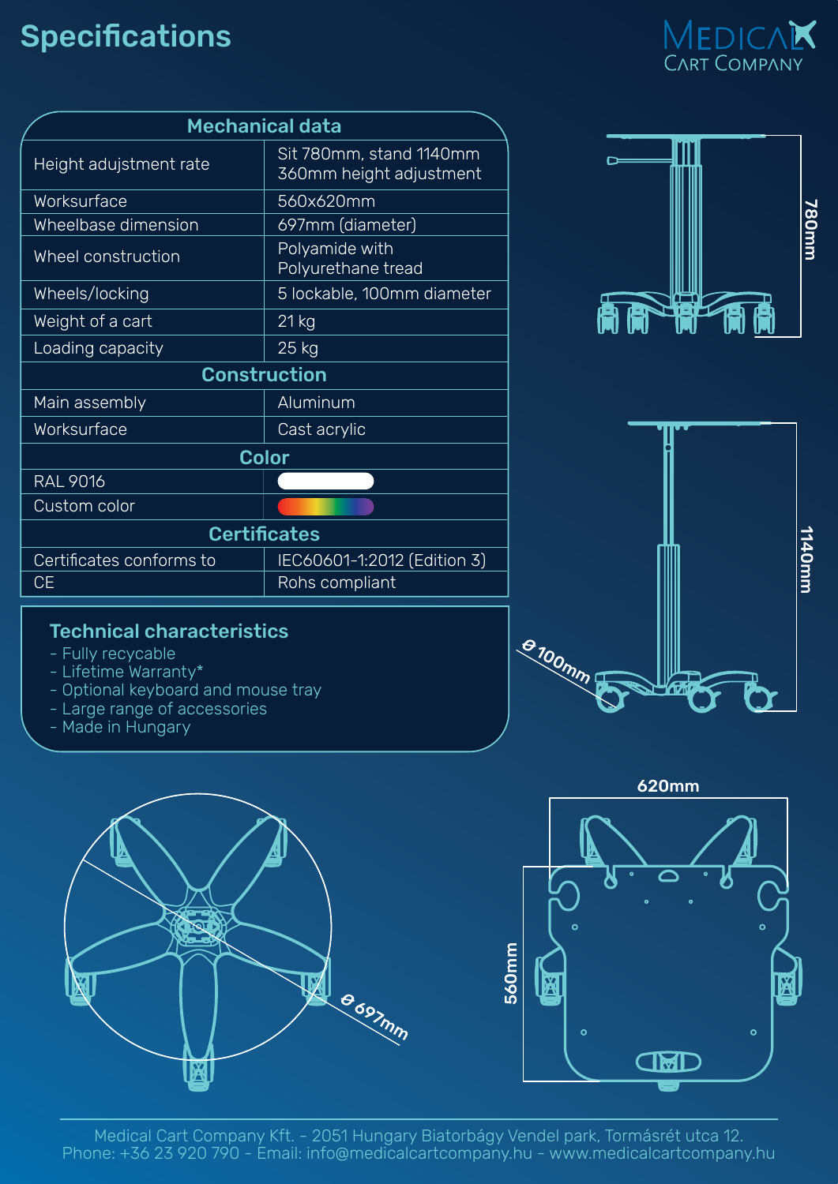# Specifications

MEDICAL CART COMPANY

| Mechanical data | |
|---|---|
| Height adjustment rate | Sit 780mm, stand 1140mm 360mm height adjustment |
| Worksurface | 560x620mm |
| Wheelbase dimension | 697mm (diameter) |
| Wheel construction | Polyamide with Polyurethane tread |
| Wheels/locking | 5 lockable, 100mm diameter |
| Weight of a cart | 21 kg |
| Loading capacity | 25 kg |
| **Construction** | |
| Main assembly | Aluminum |
| Worksurface | Cast acrylic |
| **Color** | |
| RAL 9016 | |
| Custom color | |
| **Certificates** | |
| Certificates conforms to | IEC60601-1:2012 (Edition 3) |
| CE | Rohs compliant |

## Technical characteristics

- Fully recyclable
- Lifetime Warranty*
- Optional keyboard and mouse tray
- Large range of accessories
- Made in Hungary

780mm

1140mm

ø 100mm

ø 697mm

620mm

560mm

Medical Cart Company Kft. - 2051 Hungary Biatorbágy Vendel park, Tormásrét utca 12.
Phone: +36 23 920 790 - Email: info@medicalcartcompany.hu - www.medicalcartcompany.hu